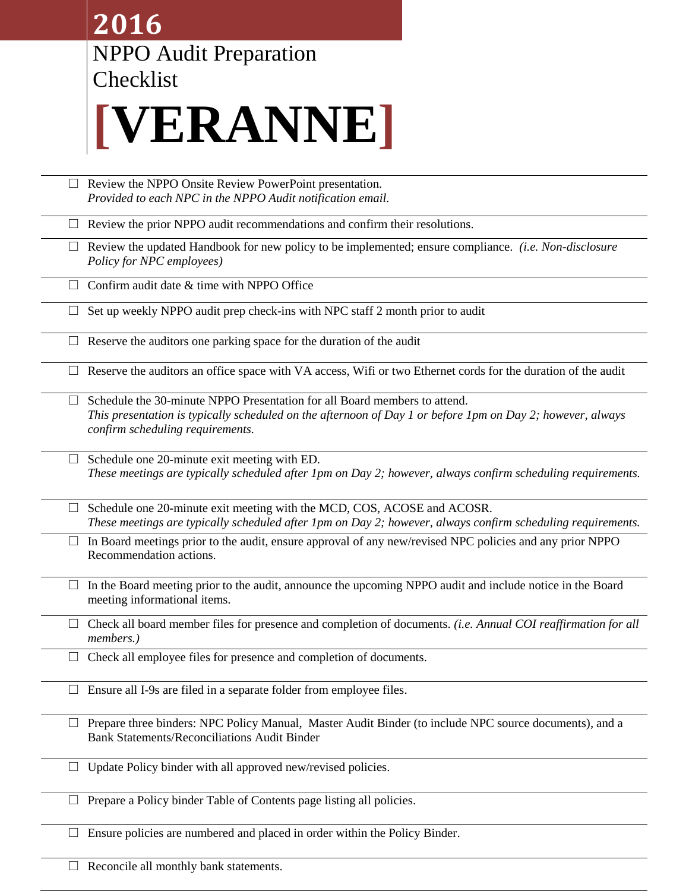# 2016

## NPPO Audit Preparation Checklist

# [VERANNE]

- ☐ Review the NPPO Onsite Review PowerPoint presentation.
  *Provided to each NPC in the NPPO Audit notification email.*
- ☐ Review the prior NPPO audit recommendations and confirm their resolutions.
- ☐ Review the updated Handbook for new policy to be implemented; ensure compliance. *(i.e. Non-disclosure Policy for NPC employees)*
- ☐ Confirm audit date & time with NPPO Office
- ☐ Set up weekly NPPO audit prep check-ins with NPC staff 2 month prior to audit
- ☐ Reserve the auditors one parking space for the duration of the audit
- ☐ Reserve the auditors an office space with VA access, Wifi or two Ethernet cords for the duration of the audit
- ☐ Schedule the 30-minute NPPO Presentation for all Board members to attend.
  *This presentation is typically scheduled on the afternoon of Day 1 or before 1pm on Day 2; however, always confirm scheduling requirements.*
- ☐ Schedule one 20-minute exit meeting with ED.
  *These meetings are typically scheduled after 1pm on Day 2; however, always confirm scheduling requirements.*
- ☐ Schedule one 20-minute exit meeting with the MCD, COS, ACOSE and ACOSR.
  *These meetings are typically scheduled after 1pm on Day 2; however, always confirm scheduling requirements.*
- ☐ In Board meetings prior to the audit, ensure approval of any new/revised NPC policies and any prior NPPO Recommendation actions.
- ☐ In the Board meeting prior to the audit, announce the upcoming NPPO audit and include notice in the Board meeting informational items.
- ☐ Check all board member files for presence and completion of documents. *(i.e. Annual COI reaffirmation for all members.)*
- ☐ Check all employee files for presence and completion of documents.
- ☐ Ensure all I-9s are filed in a separate folder from employee files.
- ☐ Prepare three binders: NPC Policy Manual, Master Audit Binder (to include NPC source documents), and a Bank Statements/Reconciliations Audit Binder
- ☐ Update Policy binder with all approved new/revised policies.
- ☐ Prepare a Policy binder Table of Contents page listing all policies.
- ☐ Ensure policies are numbered and placed in order within the Policy Binder.
- ☐ Reconcile all monthly bank statements.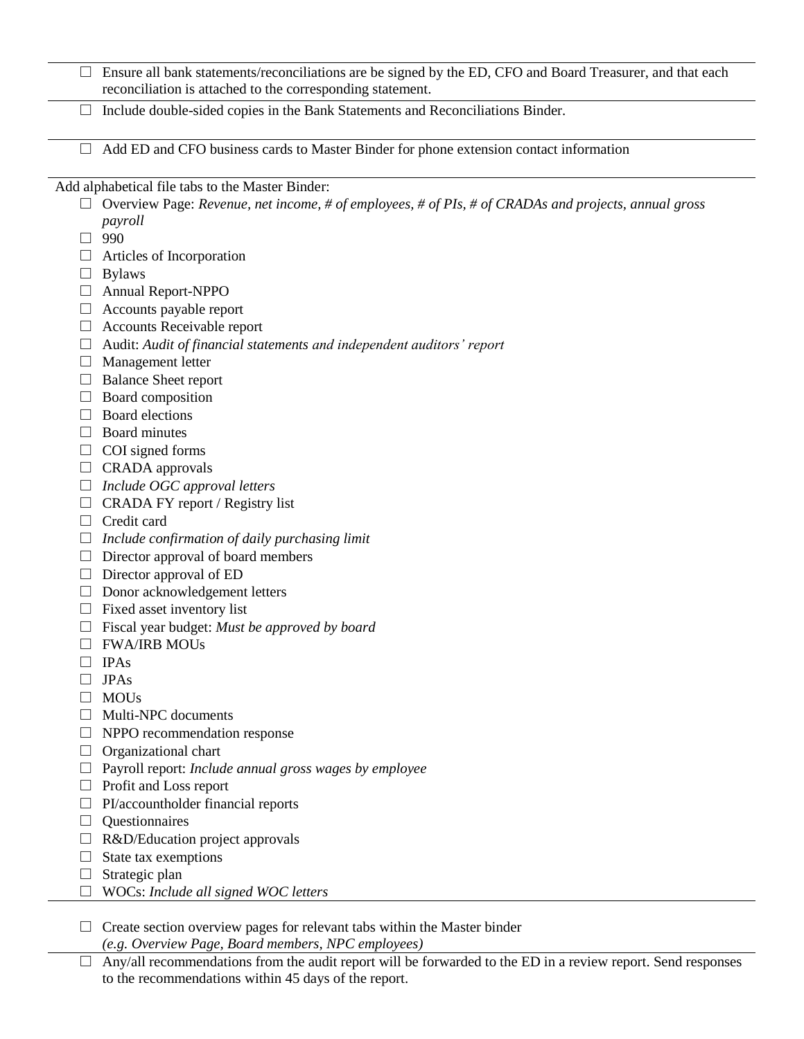- ☐ Ensure all bank statements/reconciliations are be signed by the ED, CFO and Board Treasurer, and that each reconciliation is attached to the corresponding statement.
- ☐ Include double-sided copies in the Bank Statements and Reconciliations Binder.
- ☐ Add ED and CFO business cards to Master Binder for phone extension contact information

Add alphabetical file tabs to the Master Binder:

- ☐ Overview Page: *Revenue, net income, # of employees, # of PIs, # of CRADAs and projects, annual gross payroll*
- ☐ 990
- ☐ Articles of Incorporation
- ☐ Bylaws
- ☐ Annual Report-NPPO
- ☐ Accounts payable report
- ☐ Accounts Receivable report
- ☐ Audit: *Audit of financial statements and independent auditors' report*
- ☐ Management letter
- ☐ Balance Sheet report
- ☐ Board composition
- ☐ Board elections
- ☐ Board minutes
- ☐ COI signed forms
- ☐ CRADA approvals
- ☐ *Include OGC approval letters*
- ☐ CRADA FY report / Registry list
- ☐ Credit card
- ☐ *Include confirmation of daily purchasing limit*
- ☐ Director approval of board members
- ☐ Director approval of ED
- ☐ Donor acknowledgement letters
- ☐ Fixed asset inventory list
- ☐ Fiscal year budget: *Must be approved by board*
- ☐ FWA/IRB MOUs
- ☐ IPAs
- ☐ JPAs
- ☐ MOUs
- ☐ Multi-NPC documents
- ☐ NPPO recommendation response
- ☐ Organizational chart
- ☐ Payroll report: *Include annual gross wages by employee*
- ☐ Profit and Loss report
- ☐ PI/accountholder financial reports
- ☐ Questionnaires
- ☐ R&D/Education project approvals
- ☐ State tax exemptions
- ☐ Strategic plan
- ☐ WOCs: *Include all signed WOC letters*

- ☐ Create section overview pages for relevant tabs within the Master binder *(e.g. Overview Page, Board members, NPC employees)*
- ☐ Any/all recommendations from the audit report will be forwarded to the ED in a review report. Send responses to the recommendations within 45 days of the report.